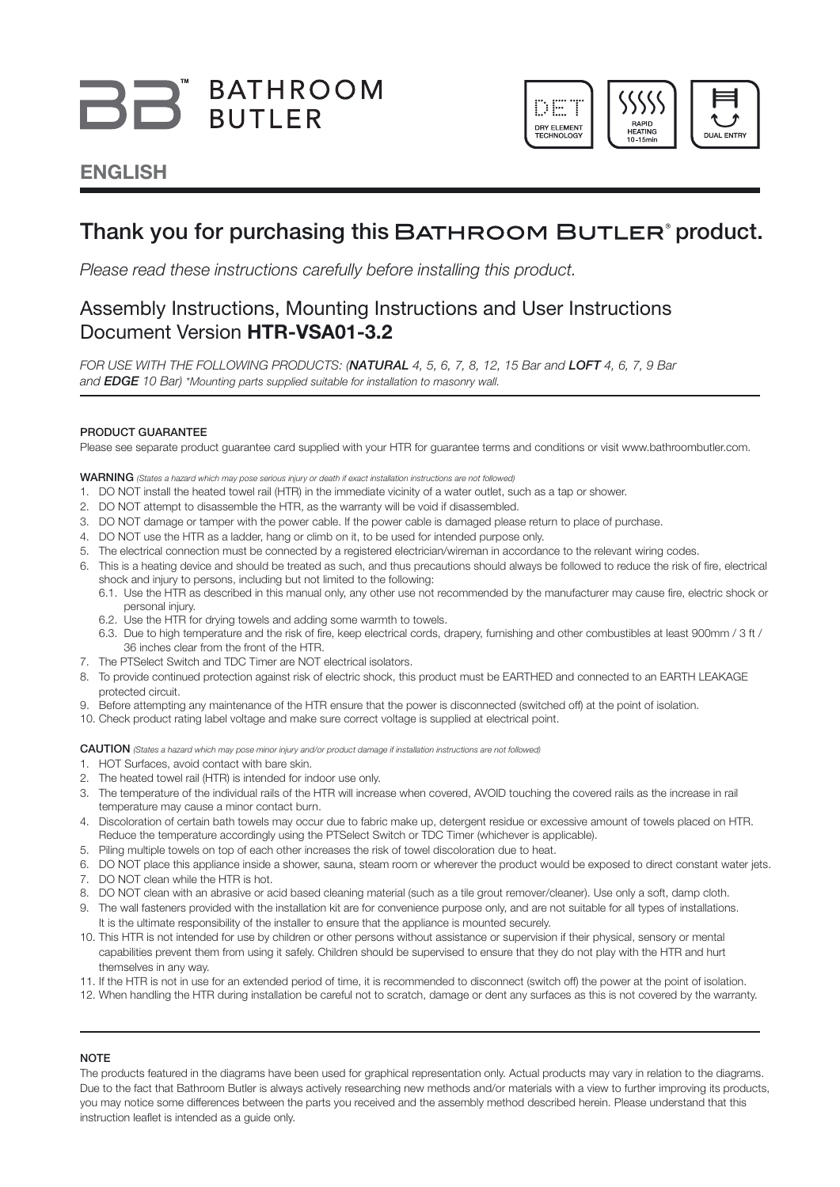# BATHROOM BUTLER™

DET DRY ELEMENT TECHNOLOGY | RAPID HEATING 10-15min | DUAL ENTRY

## ENGLISH

## Thank you for purchasing this BATHROOM BUTLER® product.

*Please read these instructions carefully before installing this product.*

### Assembly Instructions, Mounting Instructions and User Instructions Document Version **HTR-VSA01-3.2**

*FOR USE WITH THE FOLLOWING PRODUCTS: (**NATURAL** 4, 5, 6, 7, 8, 12, 15 Bar and **LOFT** 4, 6, 7, 9 Bar and **EDGE** 10 Bar) \*Mounting parts supplied suitable for installation to masonry wall.*

#### PRODUCT GUARANTEE

Please see separate product guarantee card supplied with your HTR for guarantee terms and conditions or visit www.bathroombutler.com.

**WARNING** *(States a hazard which may pose serious injury or death if exact installation instructions are not followed)*

1. DO NOT install the heated towel rail (HTR) in the immediate vicinity of a water outlet, such as a tap or shower.
2. DO NOT attempt to disassemble the HTR, as the warranty will be void if disassembled.
3. DO NOT damage or tamper with the power cable. If the power cable is damaged please return to place of purchase.
4. DO NOT use the HTR as a ladder, hang or climb on it, to be used for intended purpose only.
5. The electrical connection must be connected by a registered electrician/wireman in accordance to the relevant wiring codes.
6. This is a heating device and should be treated as such, and thus precautions should always be followed to reduce the risk of fire, electrical shock and injury to persons, including but not limited to the following:
   - 6.1. Use the HTR as described in this manual only, any other use not recommended by the manufacturer may cause fire, electric shock or personal injury.
   - 6.2. Use the HTR for drying towels and adding some warmth to towels.
   - 6.3. Due to high temperature and the risk of fire, keep electrical cords, drapery, furnishing and other combustibles at least 900mm / 3 ft / 36 inches clear from the front of the HTR.
7. The PTSelect Switch and TDC Timer are NOT electrical isolators.
8. To provide continued protection against risk of electric shock, this product must be EARTHED and connected to an EARTH LEAKAGE protected circuit.
9. Before attempting any maintenance of the HTR ensure that the power is disconnected (switched off) at the point of isolation.
10. Check product rating label voltage and make sure correct voltage is supplied at electrical point.

**CAUTION** *(States a hazard which may pose minor injury and/or product damage if installation instructions are not followed)*

1. HOT Surfaces, avoid contact with bare skin.
2. The heated towel rail (HTR) is intended for indoor use only.
3. The temperature of the individual rails of the HTR will increase when covered, AVOID touching the covered rails as the increase in rail temperature may cause a minor contact burn.
4. Discoloration of certain bath towels may occur due to fabric make up, detergent residue or excessive amount of towels placed on HTR. Reduce the temperature accordingly using the PTSelect Switch or TDC Timer (whichever is applicable).
5. Piling multiple towels on top of each other increases the risk of towel discoloration due to heat.
6. DO NOT place this appliance inside a shower, sauna, steam room or wherever the product would be exposed to direct constant water jets.
7. DO NOT clean while the HTR is hot.
8. DO NOT clean with an abrasive or acid based cleaning material (such as a tile grout remover/cleaner). Use only a soft, damp cloth.
9. The wall fasteners provided with the installation kit are for convenience purpose only, and are not suitable for all types of installations. It is the ultimate responsibility of the installer to ensure that the appliance is mounted securely.
10. This HTR is not intended for use by children or other persons without assistance or supervision if their physical, sensory or mental capabilities prevent them from using it safely. Children should be supervised to ensure that they do not play with the HTR and hurt themselves in any way.
11. If the HTR is not in use for an extended period of time, it is recommended to disconnect (switch off) the power at the point of isolation.
12. When handling the HTR during installation be careful not to scratch, damage or dent any surfaces as this is not covered by the warranty.

#### NOTE

The products featured in the diagrams have been used for graphical representation only. Actual products may vary in relation to the diagrams. Due to the fact that Bathroom Butler is always actively researching new methods and/or materials with a view to further improving its products, you may notice some differences between the parts you received and the assembly method described herein. Please understand that this instruction leaflet is intended as a guide only.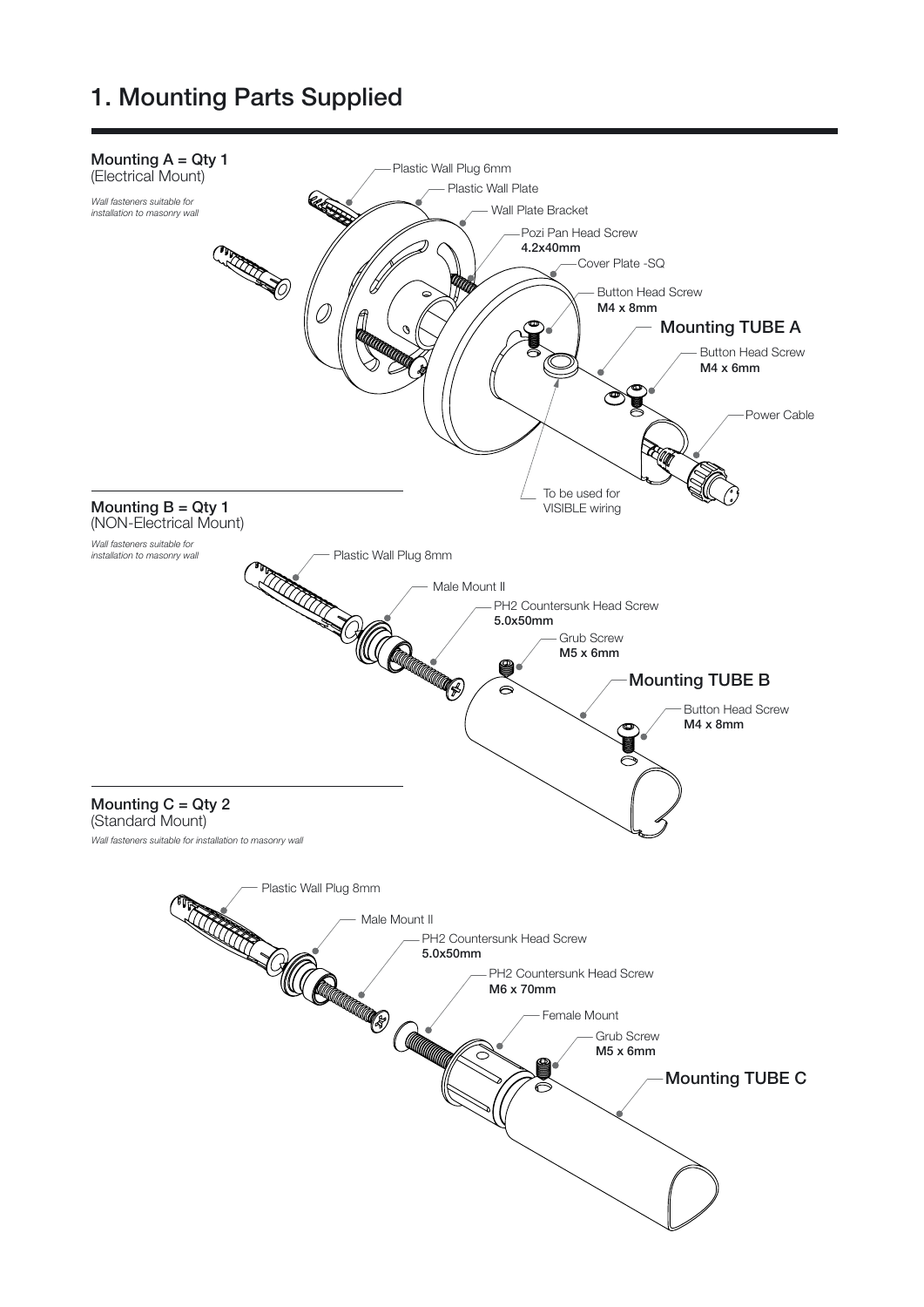# 1. Mounting Parts Supplied

**Mounting A = Qty 1**
(Electrical Mount)

*Wall fasteners suitable for installation to masonry wall*

- Plastic Wall Plug 6mm
- Plastic Wall Plate
- Wall Plate Bracket
- Pozi Pan Head Screw **4.2x40mm**
- Cover Plate -SQ
- Button Head Screw **M4 x 8mm**
- **Mounting TUBE A**
- Button Head Screw **M4 x 6mm**
- Power Cable
- To be used for VISIBLE wiring

**Mounting B = Qty 1**
(NON-Electrical Mount)

*Wall fasteners suitable for installation to masonry wall*

- Plastic Wall Plug 8mm
- Male Mount II
- PH2 Countersunk Head Screw **5.0x50mm**
- Grub Screw **M5 x 6mm**
- **Mounting TUBE B**
- Button Head Screw **M4 x 8mm**

**Mounting C = Qty 2**
(Standard Mount)

*Wall fasteners suitable for installation to masonry wall*

- Plastic Wall Plug 8mm
- Male Mount II
- PH2 Countersunk Head Screw **5.0x50mm**
- PH2 Countersunk Head Screw **M6 x 70mm**
- Female Mount
- Grub Screw **M5 x 6mm**
- **Mounting TUBE C**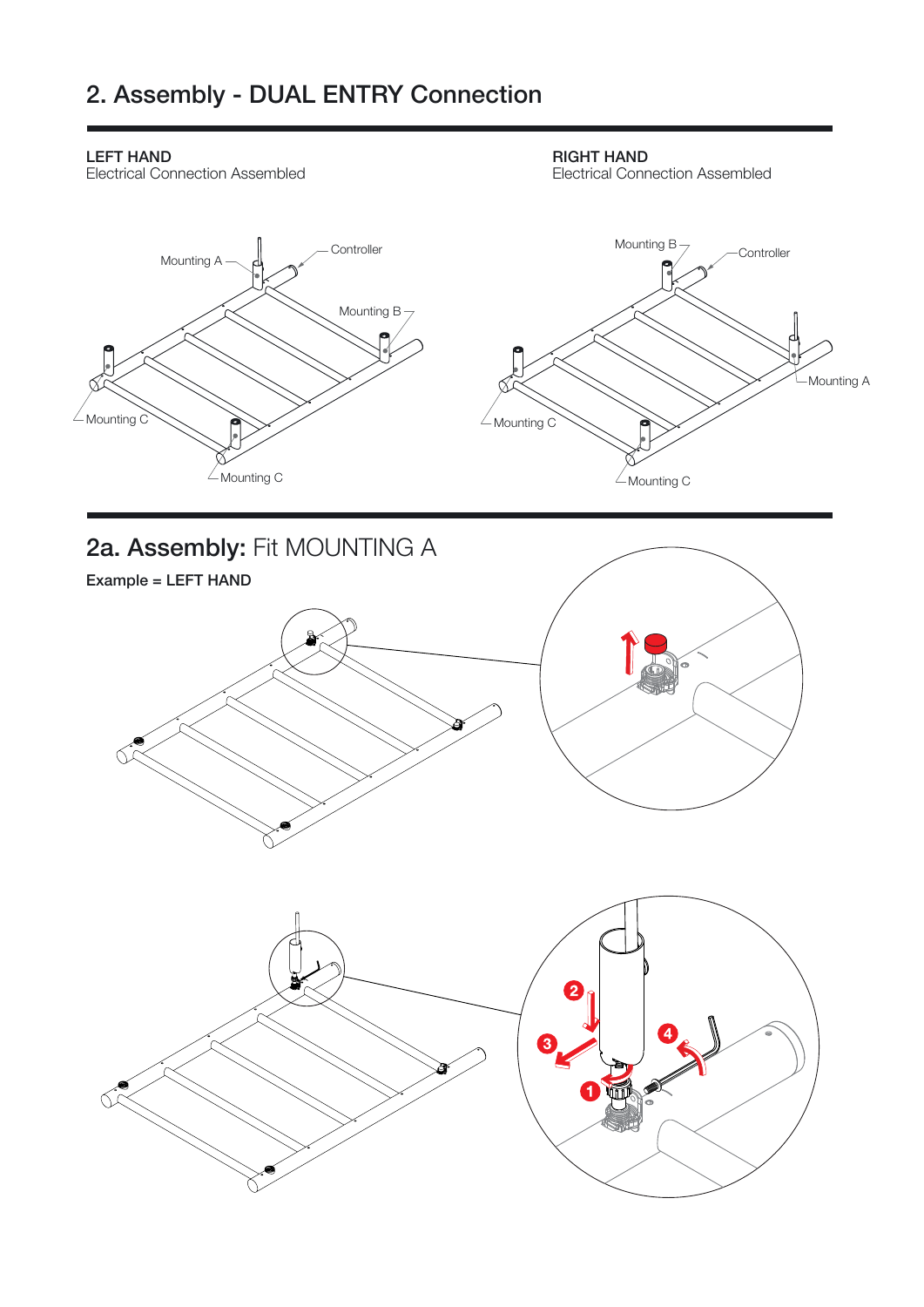## 2. Assembly - DUAL ENTRY Connection

**LEFT HAND**
Electrical Connection Assembled

Mounting A
Controller
Mounting B
Mounting C
Mounting C

**RIGHT HAND**
Electrical Connection Assembled

Mounting B
Controller
Mounting A
Mounting C
Mounting C

## 2a. Assembly: Fit MOUNTING A

**Example = LEFT HAND**

1
2
3
4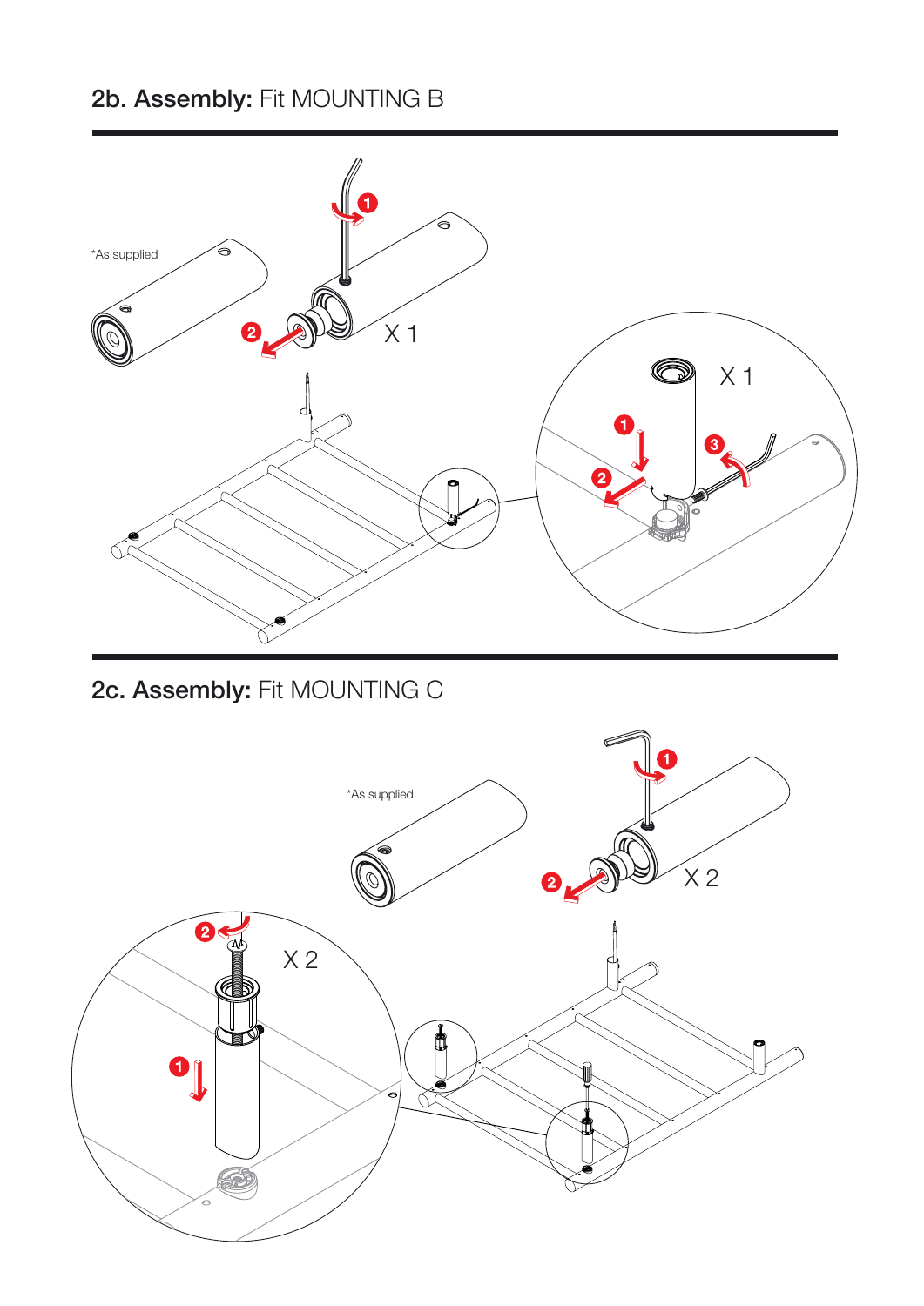## 2b. Assembly: Fit MOUNTING B

*As supplied

X 1

X 1

## 2c. Assembly: Fit MOUNTING C

*As supplied

X 2

X 2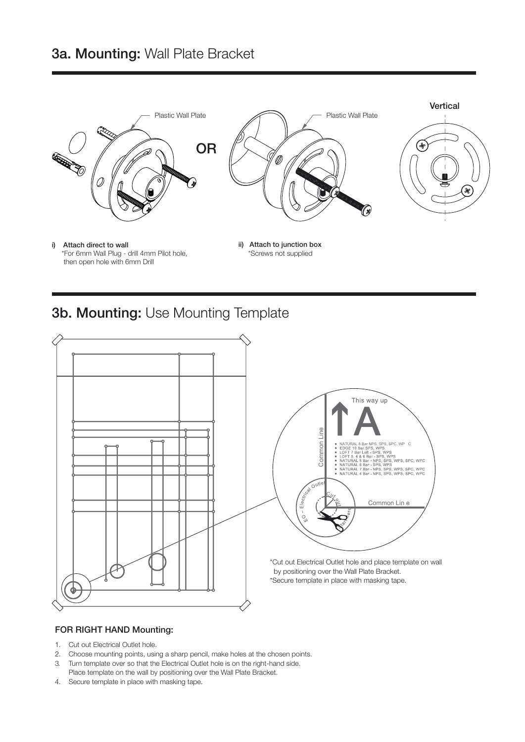## 3a. Mounting: Wall Plate Bracket

Plastic Wall Plate

OR

Plastic Wall Plate

Vertical

i) **Attach direct to wall**
*For 6mm Wall Plug - drill 4mm Pilot hole, then open hole with 6mm Drill

ii) **Attach to junction box**
*Screws not supplied

## 3b. Mounting: Use Mounting Template

This way up

A

Common Line

- NATURAL 8 Bar NPS, SPS, SPC, WP C
- EDGE 10 Bar SPS, WPS
- LOFT 7 Bar Loft - SPS, WPS
- LOFT 9, 4 & 6 Bar - SPS, WPS
- NATURAL 5 Bar - NPS, SPS, WPS, SPC, WPC
- NATURAL 6 Bar - SPS, WPS
- NATURAL 7 Bar - NPS, SPS, WPS, SPC, WPC
- NATURAL 4 Bar - NPS, SPS, WPS, SPC, WPC

EO - Electrical Outlet

Cut out here

Common Lin e

*Cut out Electrical Outlet hole and place template on wall by positioning over the Wall Plate Bracket.
*Secure template in place with masking tape.

**FOR RIGHT HAND Mounting:**

1. Cut out Electrical Outlet hole.
2. Choose mounting points, using a sharp pencil, make holes at the chosen points.
3. Turn template over so that the Electrical Outlet hole is on the right-hand side. Place template on the wall by positioning over the Wall Plate Bracket.
4. Secure template in place with masking tape.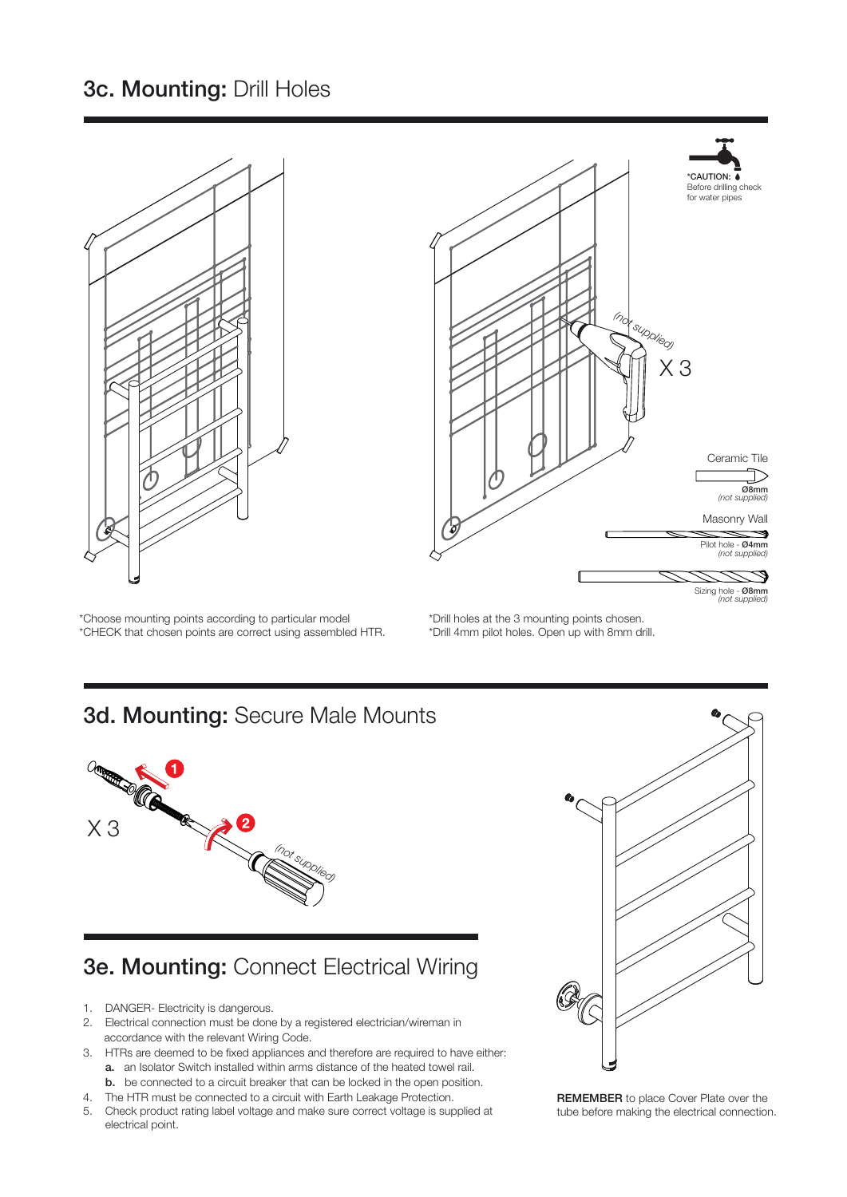## 3c. Mounting: Drill Holes

*CAUTION: Before drilling check for water pipes

(not supplied)

X 3

Ceramic Tile

Ø8mm
(not supplied)

Masonry Wall

Pilot hole - Ø4mm
(not supplied)

Sizing hole - Ø8mm
(not supplied)

*Choose mounting points according to particular model
*CHECK that chosen points are correct using assembled HTR.

*Drill holes at the 3 mounting points chosen.
*Drill 4mm pilot holes. Open up with 8mm drill.

## 3d. Mounting: Secure Male Mounts

X 3

(not supplied)

## 3e. Mounting: Connect Electrical Wiring

1. DANGER- Electricity is dangerous.
2. Electrical connection must be done by a registered electrician/wireman in accordance with the relevant Wiring Code.
3. HTRs are deemed to be fixed appliances and therefore are required to have either:
   **a.** an Isolator Switch installed within arms distance of the heated towel rail.
   **b.** be connected to a circuit breaker that can be locked in the open position.
4. The HTR must be connected to a circuit with Earth Leakage Protection.
5. Check product rating label voltage and make sure correct voltage is supplied at electrical point.

**REMEMBER** to place Cover Plate over the tube before making the electrical connection.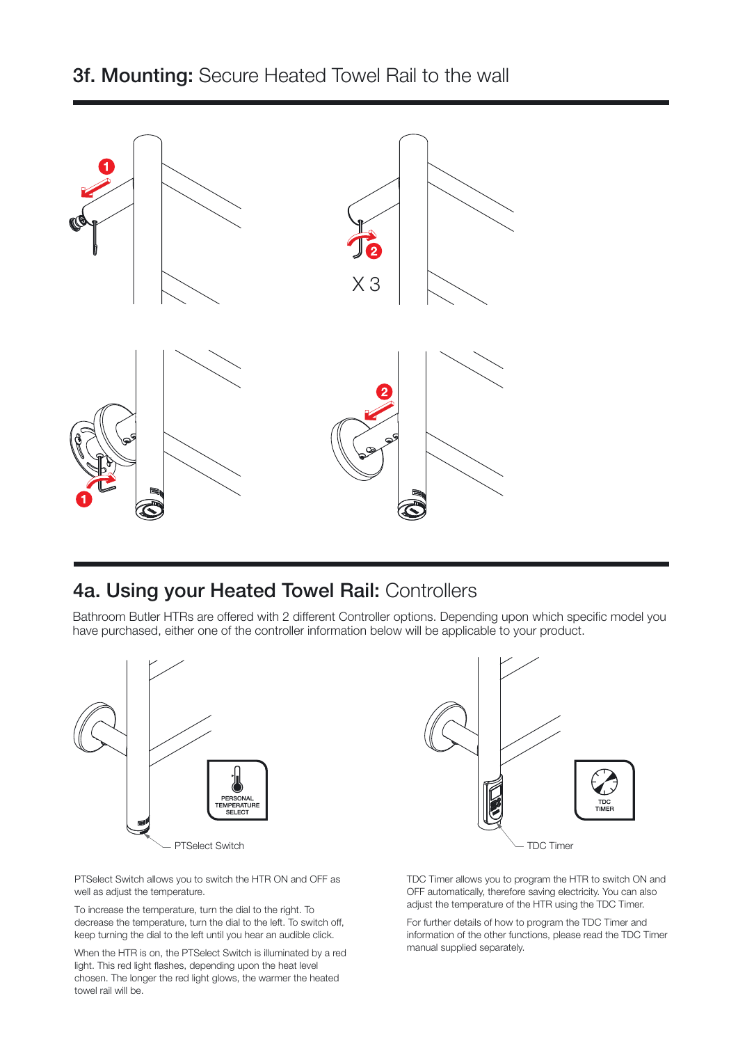## 3f. Mounting: Secure Heated Towel Rail to the wall

X 3

## 4a. Using your Heated Towel Rail: Controllers

Bathroom Butler HTRs are offered with 2 different Controller options. Depending upon which specific model you have purchased, either one of the controller information below will be applicable to your product.

PERSONAL TEMPERATURE SELECT

PTSelect Switch

PTSelect Switch allows you to switch the HTR ON and OFF as well as adjust the temperature.

To increase the temperature, turn the dial to the right. To decrease the temperature, turn the dial to the left. To switch off, keep turning the dial to the left until you hear an audible click.

When the HTR is on, the PTSelect Switch is illuminated by a red light. This red light flashes, depending upon the heat level chosen. The longer the red light glows, the warmer the heated towel rail will be.

TDC TIMER

TDC Timer

TDC Timer allows you to program the HTR to switch ON and OFF automatically, therefore saving electricity. You can also adjust the temperature of the HTR using the TDC Timer.

For further details of how to program the TDC Timer and information of the other functions, please read the TDC Timer manual supplied separately.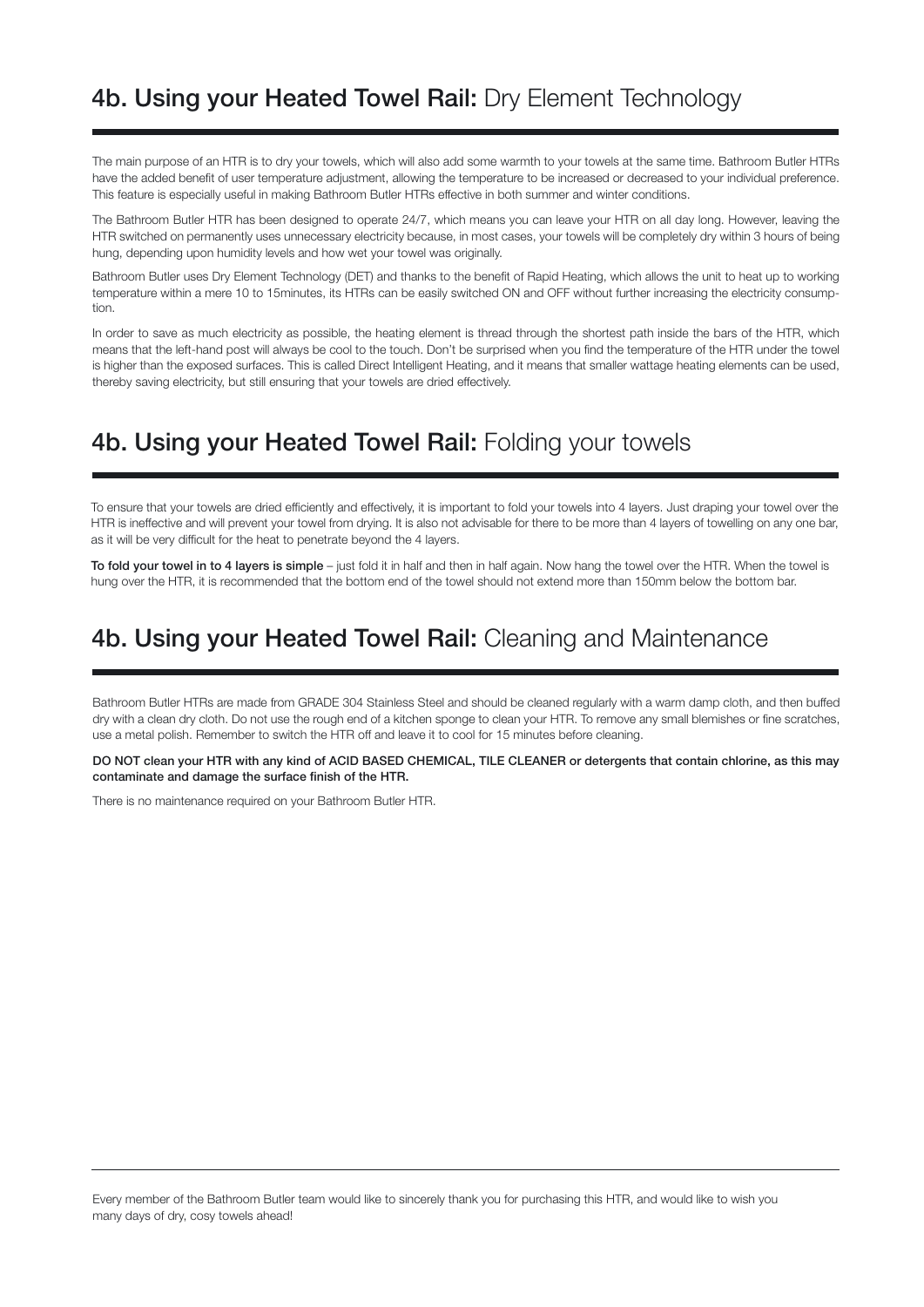## 4b. Using your Heated Towel Rail: Dry Element Technology

The main purpose of an HTR is to dry your towels, which will also add some warmth to your towels at the same time. Bathroom Butler HTRs have the added benefit of user temperature adjustment, allowing the temperature to be increased or decreased to your individual preference. This feature is especially useful in making Bathroom Butler HTRs effective in both summer and winter conditions.

The Bathroom Butler HTR has been designed to operate 24/7, which means you can leave your HTR on all day long. However, leaving the HTR switched on permanently uses unnecessary electricity because, in most cases, your towels will be completely dry within 3 hours of being hung, depending upon humidity levels and how wet your towel was originally.

Bathroom Butler uses Dry Element Technology (DET) and thanks to the benefit of Rapid Heating, which allows the unit to heat up to working temperature within a mere 10 to 15minutes, its HTRs can be easily switched ON and OFF without further increasing the electricity consumption.

In order to save as much electricity as possible, the heating element is thread through the shortest path inside the bars of the HTR, which means that the left-hand post will always be cool to the touch. Don't be surprised when you find the temperature of the HTR under the towel is higher than the exposed surfaces. This is called Direct Intelligent Heating, and it means that smaller wattage heating elements can be used, thereby saving electricity, but still ensuring that your towels are dried effectively.

## 4b. Using your Heated Towel Rail: Folding your towels

To ensure that your towels are dried efficiently and effectively, it is important to fold your towels into 4 layers. Just draping your towel over the HTR is ineffective and will prevent your towel from drying. It is also not advisable for there to be more than 4 layers of towelling on any one bar, as it will be very difficult for the heat to penetrate beyond the 4 layers.

**To fold your towel in to 4 layers is simple** – just fold it in half and then in half again. Now hang the towel over the HTR. When the towel is hung over the HTR, it is recommended that the bottom end of the towel should not extend more than 150mm below the bottom bar.

## 4b. Using your Heated Towel Rail: Cleaning and Maintenance

Bathroom Butler HTRs are made from GRADE 304 Stainless Steel and should be cleaned regularly with a warm damp cloth, and then buffed dry with a clean dry cloth. Do not use the rough end of a kitchen sponge to clean your HTR. To remove any small blemishes or fine scratches, use a metal polish. Remember to switch the HTR off and leave it to cool for 15 minutes before cleaning.

**DO NOT clean your HTR with any kind of ACID BASED CHEMICAL, TILE CLEANER or detergents that contain chlorine, as this may contaminate and damage the surface finish of the HTR.**

There is no maintenance required on your Bathroom Butler HTR.

---

Every member of the Bathroom Butler team would like to sincerely thank you for purchasing this HTR, and would like to wish you many days of dry, cosy towels ahead!